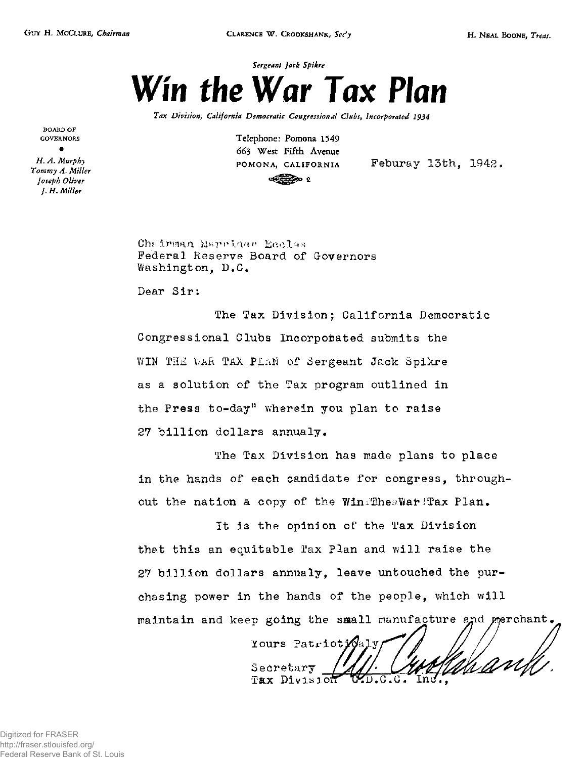GUY H. McCLURE, *Chairman* CLARENCE W. CROOKSHANK, *Sec'y* H. NEAL BOONE, *Treas.*

*Sergeant Jack Spikre*

# Win the War Tax Plan

*Tax Division, California Democratic Congressional Clubs, Incorporated 1934*

BOARD OF GOVERNORS

*H. A. Murphy*
*Tommy A. Miller*
*Joseph Oliver*
*J. H. Miller*

Telephone: Pomona 1549
663 West Fifth Avenue
POMONA, CALIFORNIA

Feburay 13th, 1942.

Chairman Marriner Eccles
Federal Reserve Board of Governors
Washington, D.C.

Dear Sir:

The Tax Division; California Democratic Congressional Clubs Incorporated submits the WIN THE WAR TAX PLAN of Sergeant Jack Spikre as a solution of the Tax program outlined in the Press to-day" wherein you plan to raise 27 billion dollars annualy.

The Tax Division has made plans to place in the hands of each candidate for congress, throughout the nation a copy of the Win-The-War-Tax Plan.

It is the opinion of the Tax Division that this an equitable Tax Plan and will raise the 27 billion dollars annualy, leave untouched the purchasing power in the hands of the people, which will maintain and keep going the small manufacture and merchant.

Yours Patriotically

Secretary C.W. Crookshank
Tax Division C.D.C.C. Inc.,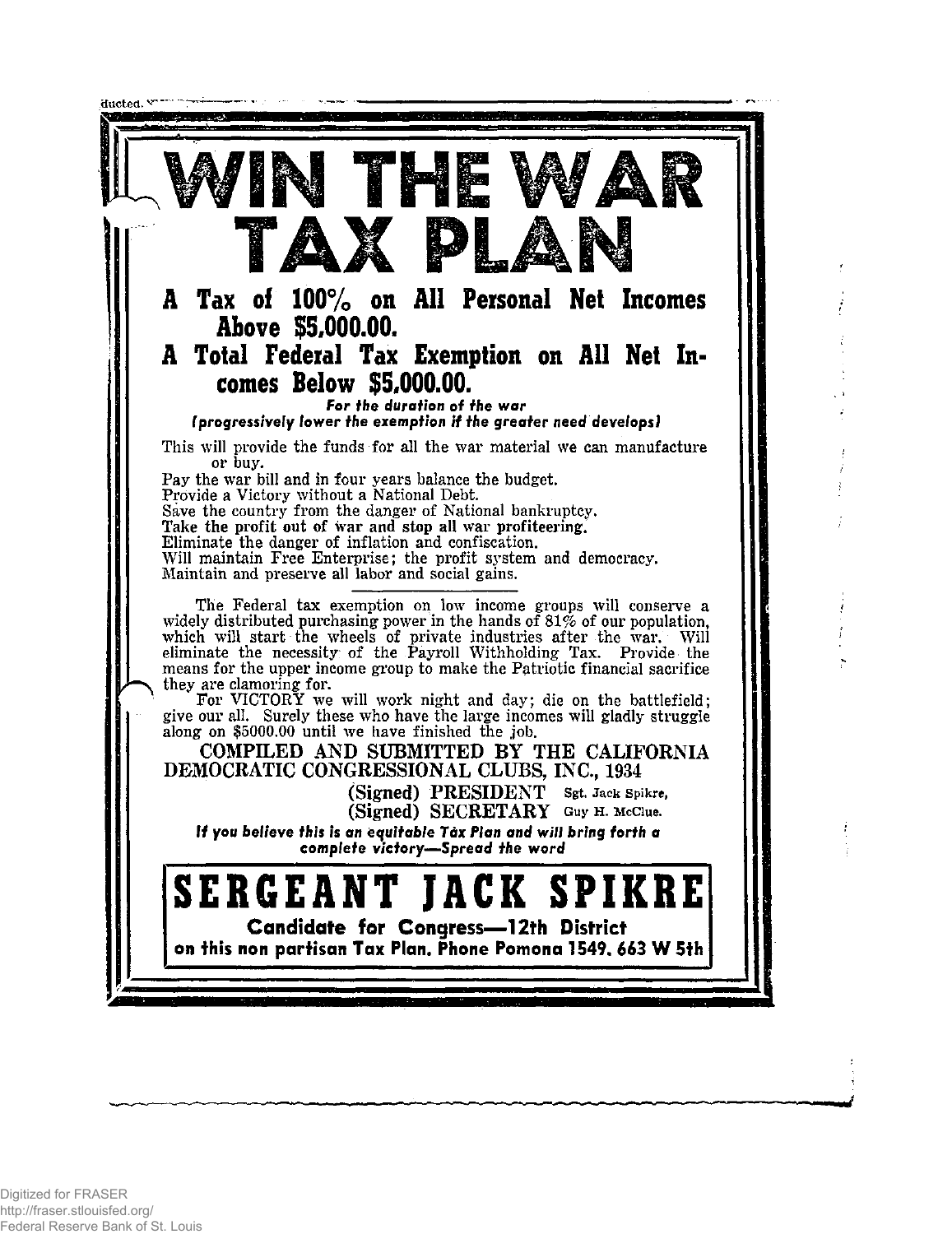# WIN THE WAR TAX PLAN

## A Tax of 100% on All Personal Net Incomes Above $5,000.00.

## A Total Federal Tax Exemption on All Net Incomes Below $5,000.00.

***For the duration of the war***
***(progressively lower the exemption if the greater need develops)***

This will provide the funds for all the war material we can manufacture or buy.
Pay the war bill and in four years balance the budget.
Provide a Victory without a National Debt.
Save the country from the danger of National bankruptcy.
**Take the profit out of war and stop all war profiteering.**
Eliminate the danger of inflation and confiscation.
Will maintain Free Enterprise; the profit system and democracy.
Maintain and preserve all labor and social gains.

---

The Federal tax exemption on low income groups will conserve a widely distributed purchasing power in the hands of 81% of our population, which will start the wheels of private industries after the war. Will eliminate the necessity of the Payroll Withholding Tax. Provide the means for the upper income group to make the Patriotic financial sacrifice they are clamoring for.

For VICTORY we will work night and day; die on the battlefield; give our all. Surely these who have the large incomes will gladly struggle along on $5000.00 until we have finished the job.

COMPILED AND SUBMITTED BY THE CALIFORNIA DEMOCRATIC CONGRESSIONAL CLUBS, INC., 1934

(Signed) PRESIDENT Sgt. Jack Spikre,
(Signed) SECRETARY Guy H. McClue.

***If you believe this is an equitable Tax Plan and will bring forth a complete victory—Spread the word***

# SERGEANT JACK SPIKRE

**Candidate for Congress—12th District**
**on this non partisan Tax Plan. Phone Pomona 1549. 663 W 5th**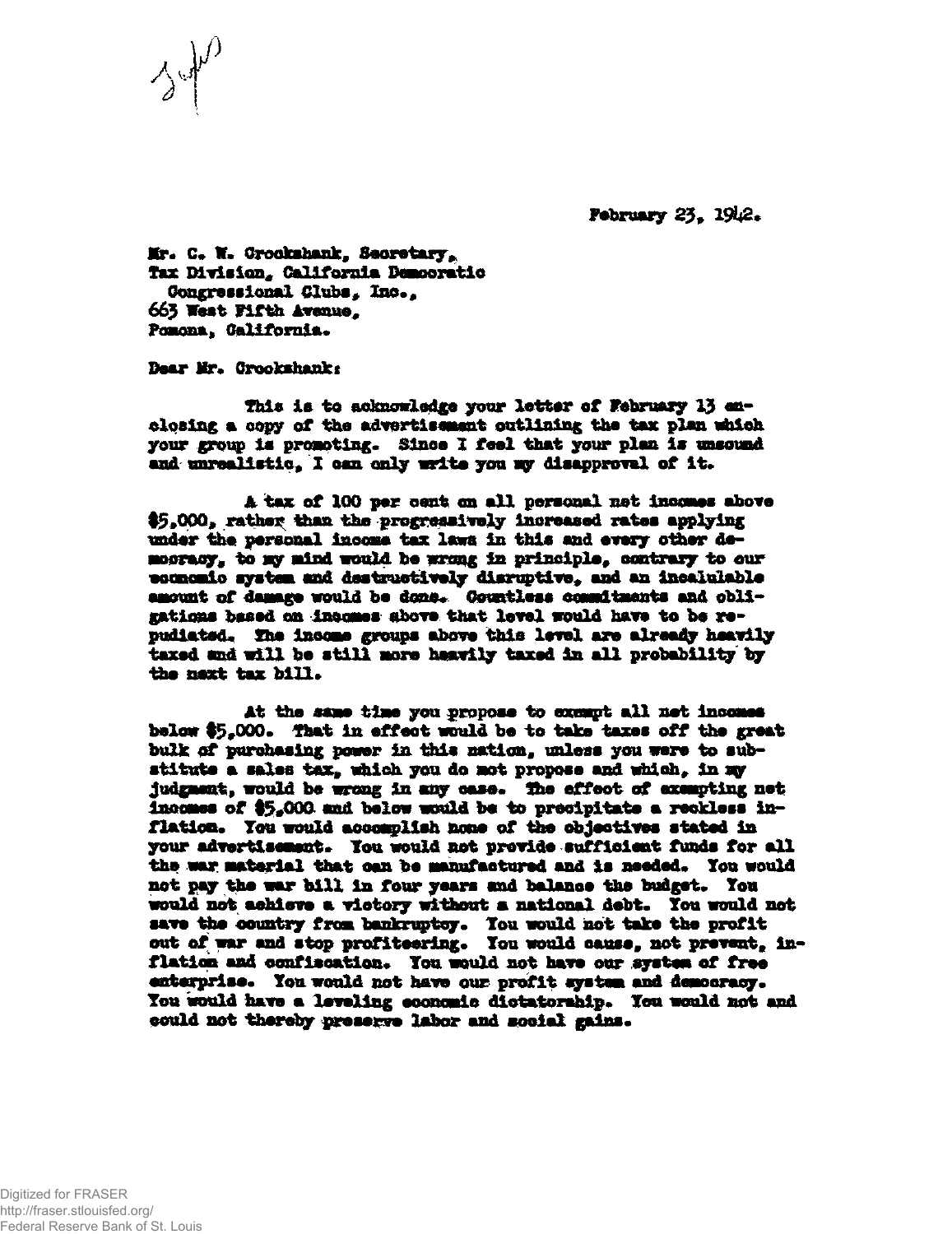February 23, 1942.

Mr. C. W. Crookshank, Secretary,
Tax Division, California Democratic
Congressional Clubs, Inc.,
663 West Fifth Avenue,
Pomona, California.

Dear Mr. Crookshank:

This is to acknowledge your letter of February 13 enclosing a copy of the advertisement outlining the tax plan which your group is promoting. Since I feel that your plan is unsound and unrealistic, I can only write you my disapproval of it.

A tax of 100 per cent on all personal net incomes above $5,000, rather than the progressively increased rates applying under the personal income tax laws in this and every other democracy, to my mind would be wrong in principle, contrary to our economic system and destructively disruptive, and an incalculable amount of damage would be done. Countless commitments and obligations based on incomes above that level would have to be repudiated. The income groups above this level are already heavily taxed and will be still more heavily taxed in all probability by the next tax bill.

At the same time you propose to exempt all net incomes below $5,000. That in effect would be to take taxes off the great bulk of purchasing power in this nation, unless you were to substitute a sales tax, which you do not propose and which, in my judgment, would be wrong in any case. The effect of exempting net incomes of $5,000 and below would be to precipitate a reckless inflation. You would accomplish none of the objectives stated in your advertisement. You would not provide sufficient funds for all the war material that can be manufactured and is needed. You would not pay the war bill in four years and balance the budget. You would not achieve a victory without a national debt. You would not save the country from bankruptcy. You would not take the profit out of war and stop profiteering. You would cause, not prevent, inflation and confiscation. You would not have our system of free enterprise. You would not have our profit system and democracy. You would have a leveling economic dictatorship. You would not and could not thereby preserve labor and social gains.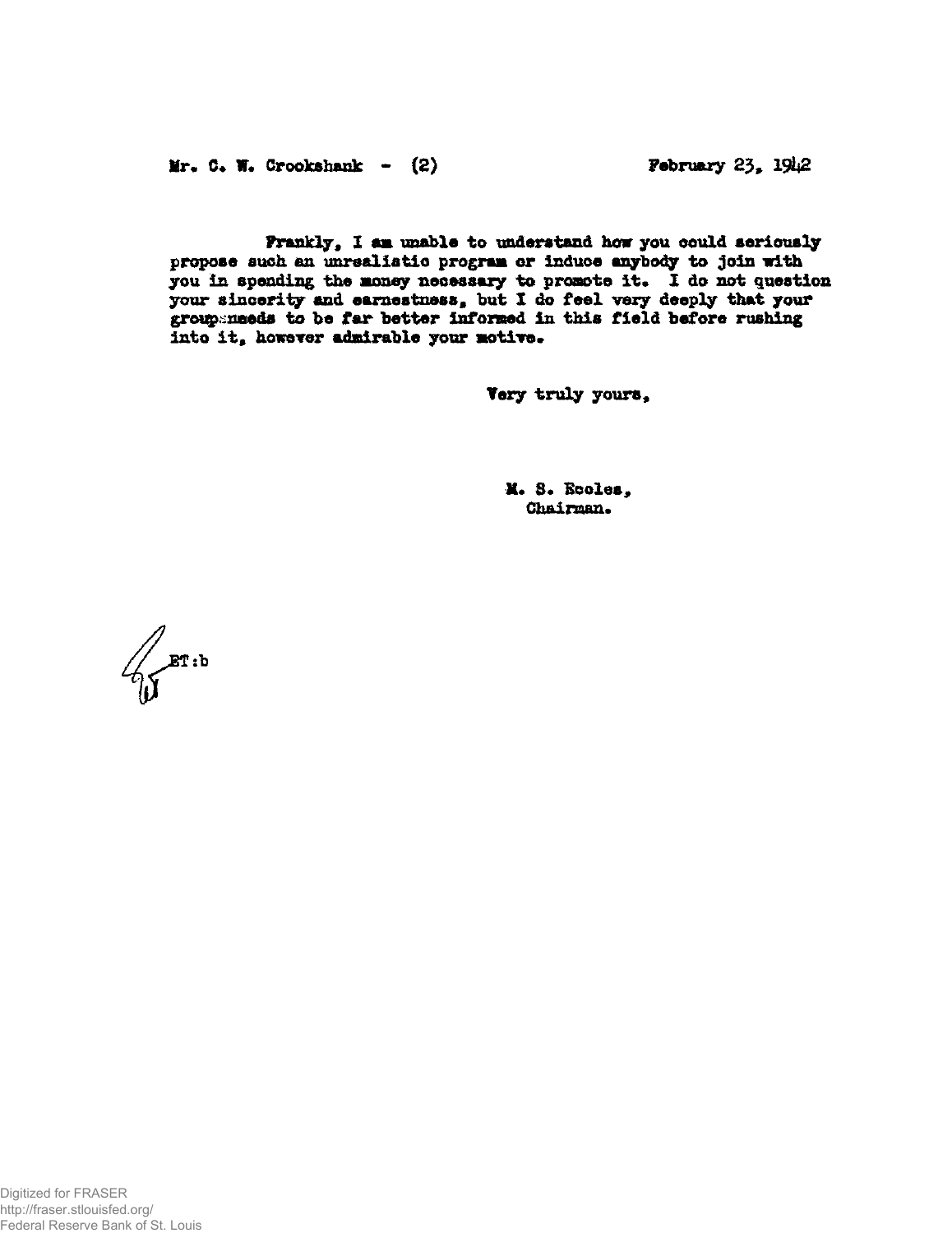Mr. C. W. Crookshank - (2) February 23, 1942

Frankly, I am unable to understand how you could seriously propose such an unrealistic program or induce anybody to join with you in spending the money necessary to promote it. I do not question your sincerity and earnestness, but I do feel very deeply that your group needs to be far better informed in this field before rushing into it, however admirable your motive.

Very truly yours,

M. S. Eccles,
Chairman.

ET:b